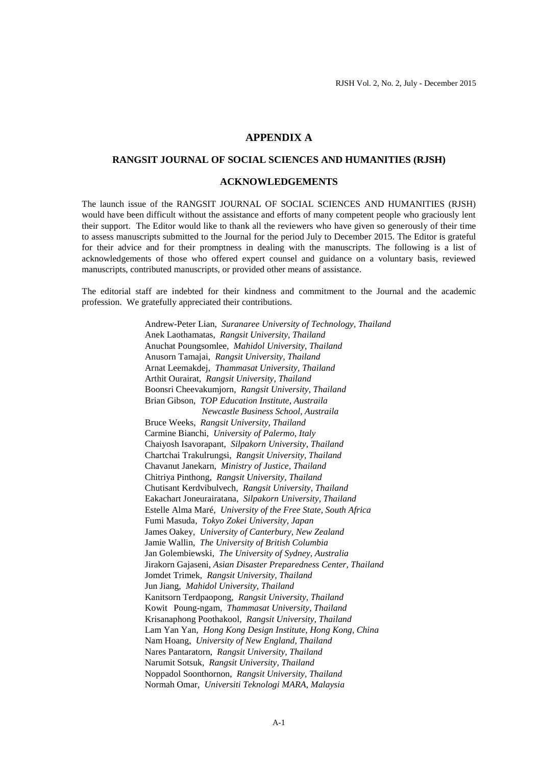# APPENDIX A

## RANGSIT JOURNAL OF SOCIAL SCIENCES AND HUMANITIES (RJSH)

## ACKNOWLEDGEMENTS

The launch issue of the RANGSIT JOURNAL OF SOCIAL SCIENCES AND HUMANITIES (RJSH) would have been difficult without the assistance and efforts of many competent people who graciously lent their support. The Editor would like to thank all the reviewers who have given so generously of their time to assess manuscripts submitted to the Journal for the period July to December 2015. The Editor is grateful for their advice and for their promptness in dealing with the manuscripts. The following is a list of acknowledgements of those who offered expert counsel and guidance on a voluntary basis, reviewed manuscripts, contributed manuscripts, or provided other means of assistance.

The editorial staff are indebted for their kindness and commitment to the Journal and the academic profession. We gratefully appreciated their contributions.

Andrew-Peter Lian, *Suranaree University of Technology, Thailand*
Anek Laothamatas, *Rangsit University, Thailand*
Anuchat Poungsomlee, *Mahidol University, Thailand*
Anusorn Tamajai, *Rangsit University, Thailand*
Arnat Leemakdej, *Thammasat University, Thailand*
Arthit Ourairat, *Rangsit University, Thailand*
Boonsri Cheevakumjorn, *Rangsit University, Thailand*
Brian Gibson, *TOP Education Institute, Austraila*
*Newcastle Business School, Austraila*
Bruce Weeks, *Rangsit University, Thailand*
Carmine Bianchi, *University of Palermo, Italy*
Chaiyosh Isavorapant, *Silpakorn University, Thailand*
Chartchai Trakulrungsi, *Rangsit University, Thailand*
Chavanut Janekarn, *Ministry of Justice, Thailand*
Chitriya Pinthong, *Rangsit University, Thailand*
Chutisant Kerdvibulvech, *Rangsit University, Thailand*
Eakachart Joneurairatana, *Silpakorn University, Thailand*
Estelle Alma Maré, *University of the Free State, South Africa*
Fumi Masuda, *Tokyo Zokei University, Japan*
James Oakey, *University of Canterbury, New Zealand*
Jamie Wallin, *The University of British Columbia*
Jan Golembiewski, *The University of Sydney, Australia*
Jirakorn Gajaseni, *Asian Disaster Preparedness Center, Thailand*
Jomdet Trimek, *Rangsit University, Thailand*
Jun Jiang, *Mahidol University, Thailand*
Kanitsorn Terdpaopong, *Rangsit University, Thailand*
Kowit Poung-ngam, *Thammasat University, Thailand*
Krisanaphong Poothakool, *Rangsit University, Thailand*
Lam Yan Yan, *Hong Kong Design Institute, Hong Kong, China*
Nam Hoang, *University of New England, Thailand*
Nares Pantaratorn, *Rangsit University, Thailand*
Narumit Sotsuk, *Rangsit University, Thailand*
Noppadol Soonthornon, *Rangsit University, Thailand*
Normah Omar, *Universiti Teknologi MARA, Malaysia*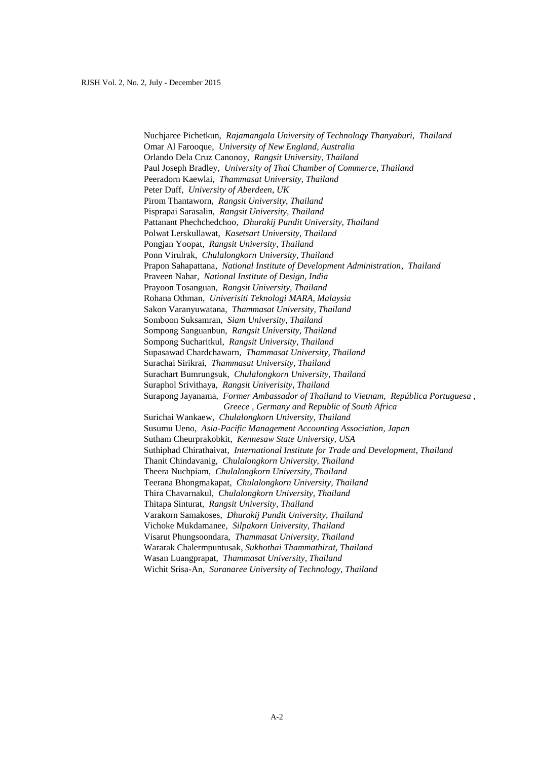Nuchjaree Pichetkun, *Rajamangala University of Technology Thanyaburi, Thailand*
Omar Al Farooque, *University of New England, Australia*
Orlando Dela Cruz Canonoy, *Rangsit University, Thailand*
Paul Joseph Bradley, *University of Thai Chamber of Commerce, Thailand*
Peeradorn Kaewlai, *Thammasat University, Thailand*
Peter Duff, *University of Aberdeen, UK*
Pirom Thantaworn, *Rangsit University, Thailand*
Pisprapai Sarasalin, *Rangsit University, Thailand*
Pattanant Phechchedchoo, *Dhurakij Pundit University, Thailand*
Polwat Lerskullawat, *Kasetsart University, Thailand*
Pongjan Yoopat, *Rangsit University, Thailand*
Ponn Virulrak, *Chulalongkorn University, Thailand*
Prapon Sahapattana, *National Institute of Development Administration, Thailand*
Praveen Nahar, *National Institute of Design, India*
Prayoon Tosanguan, *Rangsit University, Thailand*
Rohana Othman, *Univerisiti Teknologi MARA, Malaysia*
Sakon Varanyuwatana, *Thammasat University, Thailand*
Somboon Suksamran, *Siam University, Thailand*
Sompong Sanguanbun, *Rangsit University, Thailand*
Sompong Sucharitkul, *Rangsit University, Thailand*
Supasawad Chardchawarn, *Thammasat University, Thailand*
Surachai Sirikrai, *Thammasat University, Thailand*
Surachart Bumrungsuk, *Chulalongkorn University, Thailand*
Suraphol Srivithaya, *Rangsit Univerisity, Thailand*
Surapong Jayanama, *Former Ambassador of Thailand to Vietnam, República Portuguesa , Greece , Germany and Republic of South Africa*
Surichai Wankaew, *Chulalongkorn University, Thailand*
Susumu Ueno, *Asia-Pacific Management Accounting Association, Japan*
Sutham Cheurprakobkit, *Kennesaw State University, USA*
Suthiphad Chirathaivat, *International Institute for Trade and Development, Thailand*
Thanit Chindavanig, *Chulalongkorn University, Thailand*
Theera Nuchpiam, *Chulalongkorn University, Thailand*
Teerana Bhongmakapat, *Chulalongkorn University, Thailand*
Thira Chavarnakul, *Chulalongkorn University, Thailand*
Thitapa Sinturat, *Rangsit University, Thailand*
Varakorn Samakoses, *Dhurakij Pundit University, Thailand*
Vichoke Mukdamanee, *Silpakorn University, Thailand*
Visarut Phungsoondara, *Thammasat University, Thailand*
Wararak Chalermpuntusak, *Sukhothai Thammathirat, Thailand*
Wasan Luangprapat, *Thammasat University, Thailand*
Wichit Srisa-An, *Suranaree University of Technology, Thailand*